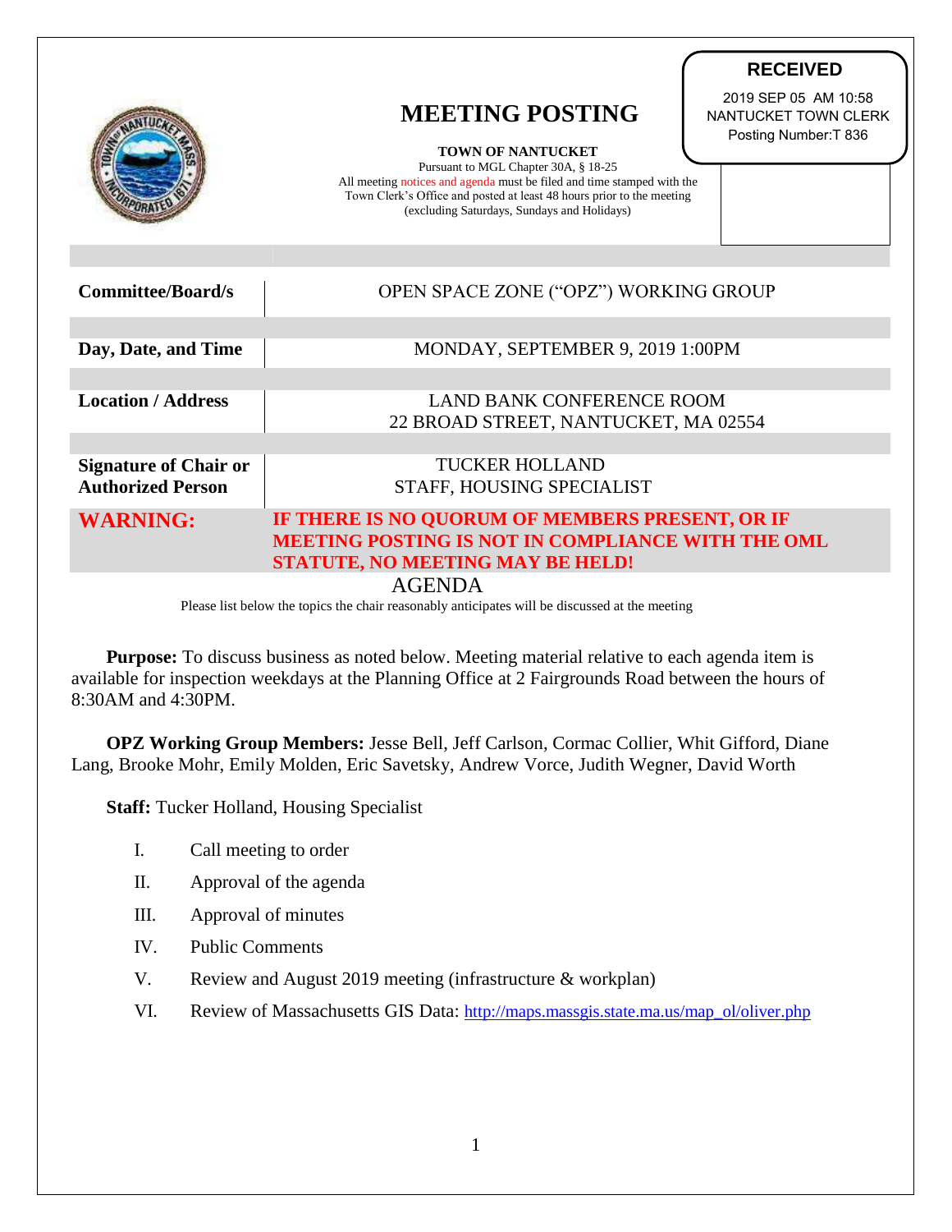**RECEIVED**

2019 SEP 05 AM 10:58
NANTUCKET TOWN CLERK
Posting Number:T 836

# MEETING POSTING

**TOWN OF NANTUCKET**
Pursuant to MGL Chapter 30A, § 18-25
All meeting notices and agenda must be filed and time stamped with the Town Clerk's Office and posted at least 48 hours prior to the meeting (excluding Saturdays, Sundays and Holidays)

| | |
|---|---|
| **Committee/Board/s** | OPEN SPACE ZONE ("OPZ") WORKING GROUP |
| **Day, Date, and Time** | MONDAY, SEPTEMBER 9, 2019 1:00PM |
| **Location / Address** | LAND BANK CONFERENCE ROOM<br>22 BROAD STREET, NANTUCKET, MA 02554 |
| **Signature of Chair or Authorized Person** | TUCKER HOLLAND<br>STAFF, HOUSING SPECIALIST |
| **WARNING:** | **IF THERE IS NO QUORUM OF MEMBERS PRESENT, OR IF MEETING POSTING IS NOT IN COMPLIANCE WITH THE OML STATUTE, NO MEETING MAY BE HELD!** |

## AGENDA

Please list below the topics the chair reasonably anticipates will be discussed at the meeting

**Purpose:** To discuss business as noted below. Meeting material relative to each agenda item is available for inspection weekdays at the Planning Office at 2 Fairgrounds Road between the hours of 8:30AM and 4:30PM.

**OPZ Working Group Members:** Jesse Bell, Jeff Carlson, Cormac Collier, Whit Gifford, Diane Lang, Brooke Mohr, Emily Molden, Eric Savetsky, Andrew Vorce, Judith Wegner, David Worth

**Staff:** Tucker Holland, Housing Specialist

I. Call meeting to order

II. Approval of the agenda

III. Approval of minutes

IV. Public Comments

V. Review and August 2019 meeting (infrastructure & workplan)

VI. Review of Massachusetts GIS Data: http://maps.massgis.state.ma.us/map_ol/oliver.php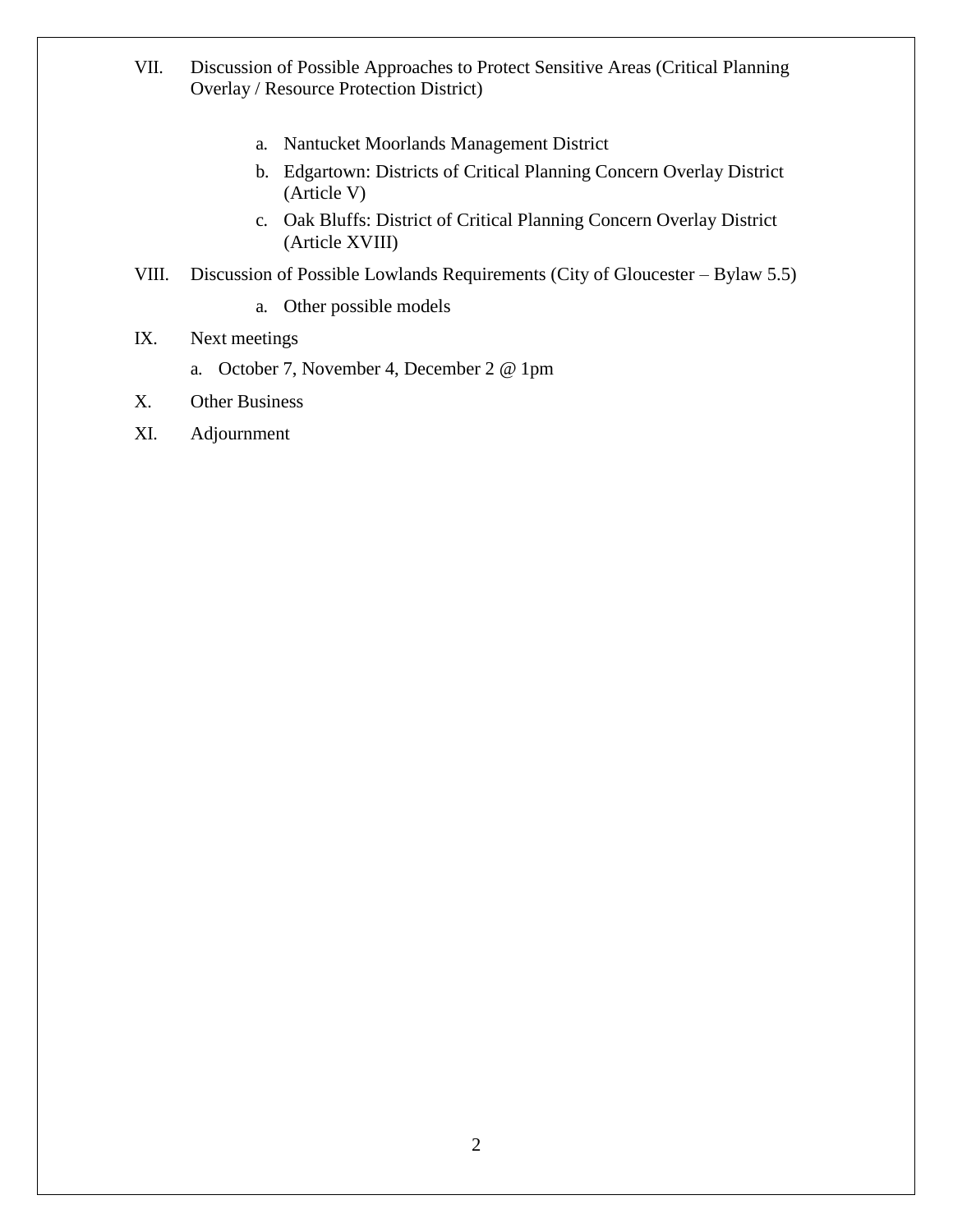VII. Discussion of Possible Approaches to Protect Sensitive Areas (Critical Planning Overlay / Resource Protection District)

   a. Nantucket Moorlands Management District
   b. Edgartown: Districts of Critical Planning Concern Overlay District (Article V)
   c. Oak Bluffs: District of Critical Planning Concern Overlay District (Article XVIII)

VIII. Discussion of Possible Lowlands Requirements (City of Gloucester – Bylaw 5.5)

   a. Other possible models

IX. Next meetings

   a. October 7, November 4, December 2 @ 1pm

X. Other Business

XI. Adjournment